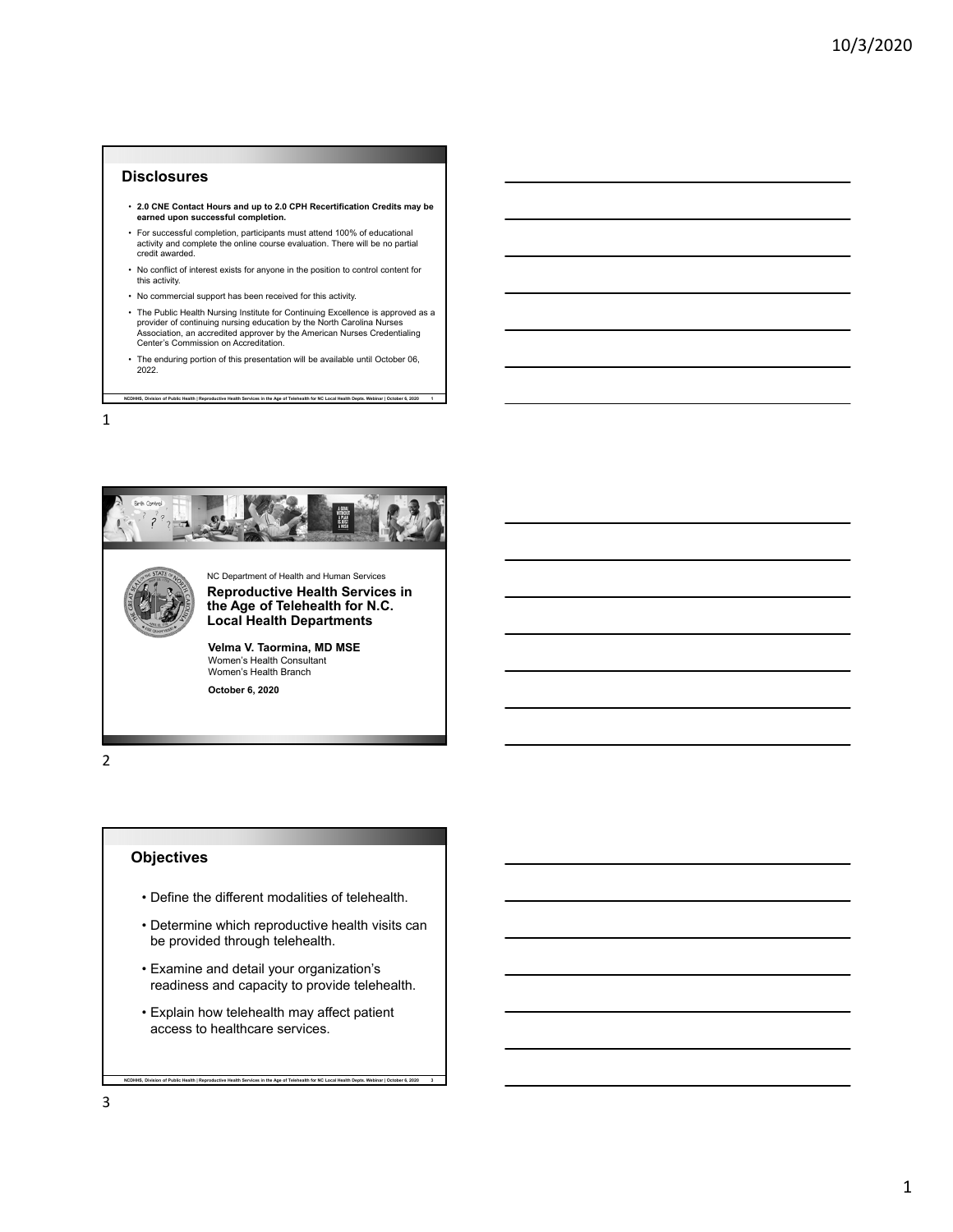## Disclosures

- **2.0 CNE Contact Hours and up to 2.0 CPH Recertification Credits may be earned upon successful completion.**
- For successful completion, participants must attend 100% of educational activity and complete the online course evaluation. There will be no partial credit awarded.
- No conflict of interest exists for anyone in the position to control content for this activity.
- No commercial support has been received for this activity.
- The Public Health Nursing Institute for Continuing Excellence is approved as a provider of continuing nursing education by the North Carolina Nurses Association, an accredited approver by the American Nurses Credentialing Center's Commission on Accreditation.
- The enduring portion of this presentation will be available until October 06, 2022.

NC Department of Health and Human Services

## Reproductive Health Services in the Age of Telehealth for N.C. Local Health Departments

**Velma V. Taormina, MD MSE**
Women's Health Consultant
Women's Health Branch

**October 6, 2020**

## Objectives

- Define the different modalities of telehealth.
- Determine which reproductive health visits can be provided through telehealth.
- Examine and detail your organization's readiness and capacity to provide telehealth.
- Explain how telehealth may affect patient access to healthcare services.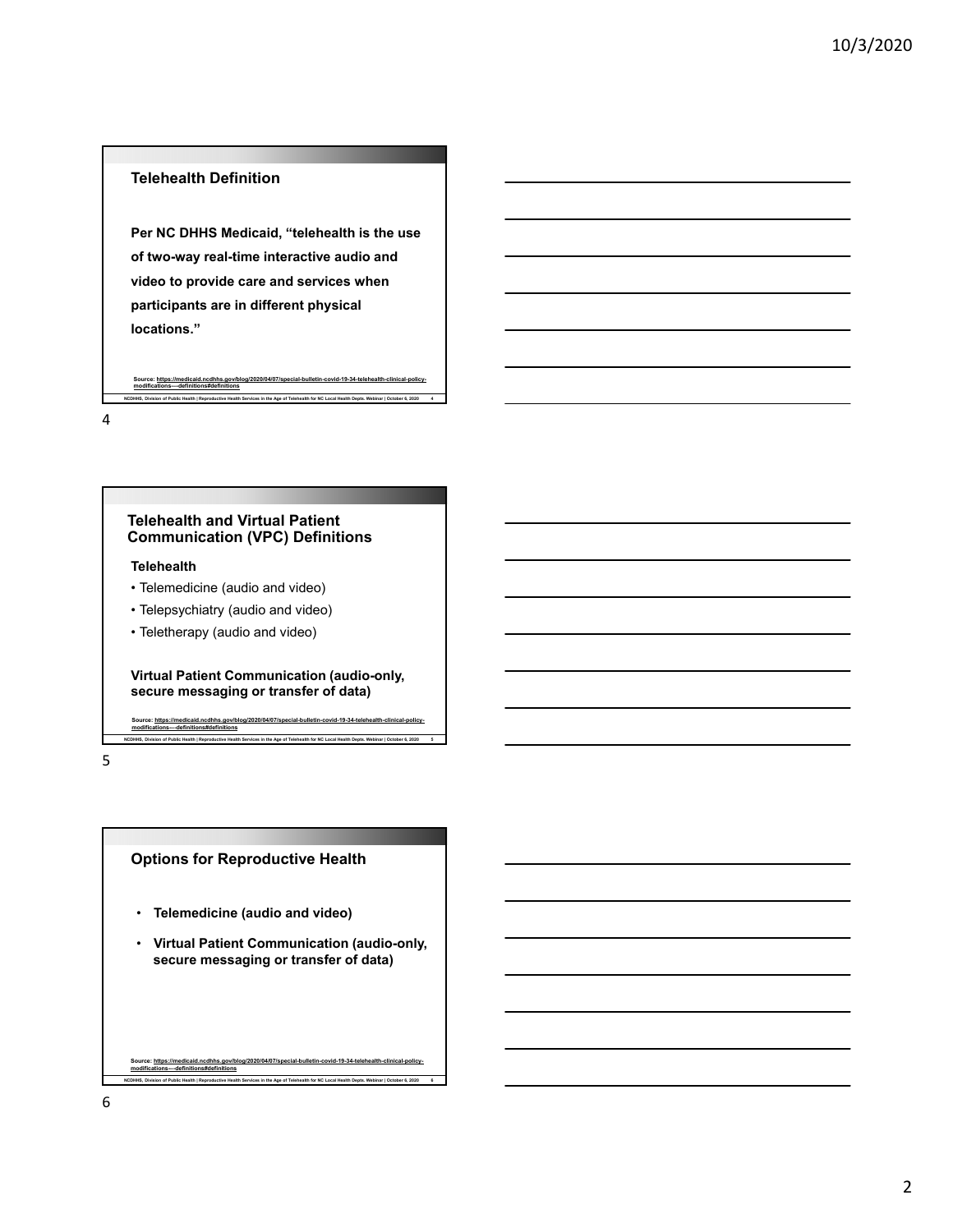## Telehealth Definition

**Per NC DHHS Medicaid, "telehealth is the use of two-way real-time interactive audio and video to provide care and services when participants are in different physical locations."**

Source: https://medicaid.ncdhhs.gov/blog/2020/04/07/special-bulletin-covid-19-34-telehealth-clinical-policy-modifications---definitions#definitions

NCDHHS, Division of Public Health | Reproductive Health Services in the Age of Telehealth for NC Local Health Depts. Webinar | October 6, 2020

## Telehealth and Virtual Patient Communication (VPC) Definitions

**Telehealth**

- Telemedicine (audio and video)
- Telepsychiatry (audio and video)
- Teletherapy (audio and video)

**Virtual Patient Communication (audio-only, secure messaging or transfer of data)**

Source: https://medicaid.ncdhhs.gov/blog/2020/04/07/special-bulletin-covid-19-34-telehealth-clinical-policy-modifications---definitions#definitions

NCDHHS, Division of Public Health | Reproductive Health Services in the Age of Telehealth for NC Local Health Depts. Webinar | October 6, 2020

## Options for Reproductive Health

- **Telemedicine (audio and video)**
- **Virtual Patient Communication (audio-only, secure messaging or transfer of data)**

Source: https://medicaid.ncdhhs.gov/blog/2020/04/07/special-bulletin-covid-19-34-telehealth-clinical-policy-modifications---definitions#definitions

NCDHHS, Division of Public Health | Reproductive Health Services in the Age of Telehealth for NC Local Health Depts. Webinar | October 6, 2020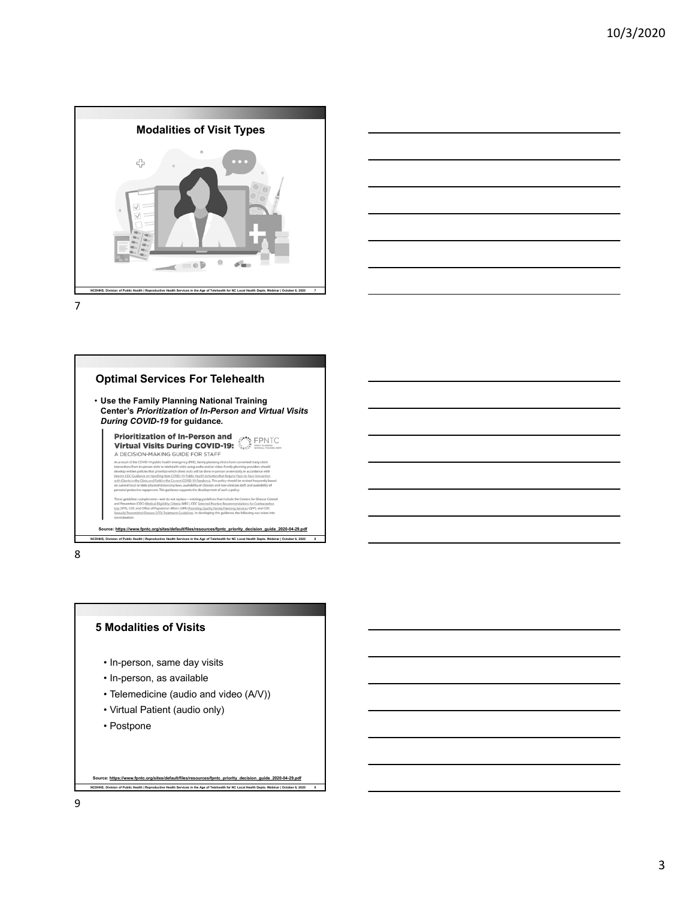## Modalities of Visit Types

## Optimal Services For Telehealth

- **Use the Family Planning National Training Center's *Prioritization of In-Person and Virtual Visits During COVID-19* for guidance.**

**Prioritization of In-Person and Virtual Visits During COVID-19:**
A DECISION-MAKING GUIDE FOR STAFF

As a result of the COVID-19 public health emergency (PHE), family planning clinics have converted many client interactions from in-person visits to telehealth visits using audio and/or video. Family planning providers should develop written policies that prioritize which client visits will be done in-person or remotely, in accordance with Interim CDC Guidance on Handling Non-COVID-19 Public Health Activities that Require Face-to-Face Interaction with Clients in the Clinic and Field in the Current COVID-19 Pandemic. This policy should be revised frequently based on current local or state physical distancing laws, availability of clinician and non-clinician staff, and availability of personal protective equipment. This guidance supports the development of such a policy.

These guidelines complement—and do not replace—existing guidelines that include the Centers for Disease Control and Prevention (CDC) Medical Eligibility Criteria (MEC), CDC Selected Practice Recommendations for Contraceptive Use (SPR), CDC and Office of Population Affairs (OPA) Providing Quality Family Planning Services (QFP), and CDC Sexually Transmitted Disease (STD) Treatment Guidelines. In developing this guidance, the following was taken into consideration:

**Source: https://www.fpntc.org/sites/default/files/resources/fpntc_priority_decision_guide_2020-04-29.pdf**

## 5 Modalities of Visits

- In-person, same day visits
- In-person, as available
- Telemedicine (audio and video (A/V))
- Virtual Patient (audio only)
- Postpone

**Source: https://www.fpntc.org/sites/default/files/resources/fpntc_priority_decision_guide_2020-04-29.pdf**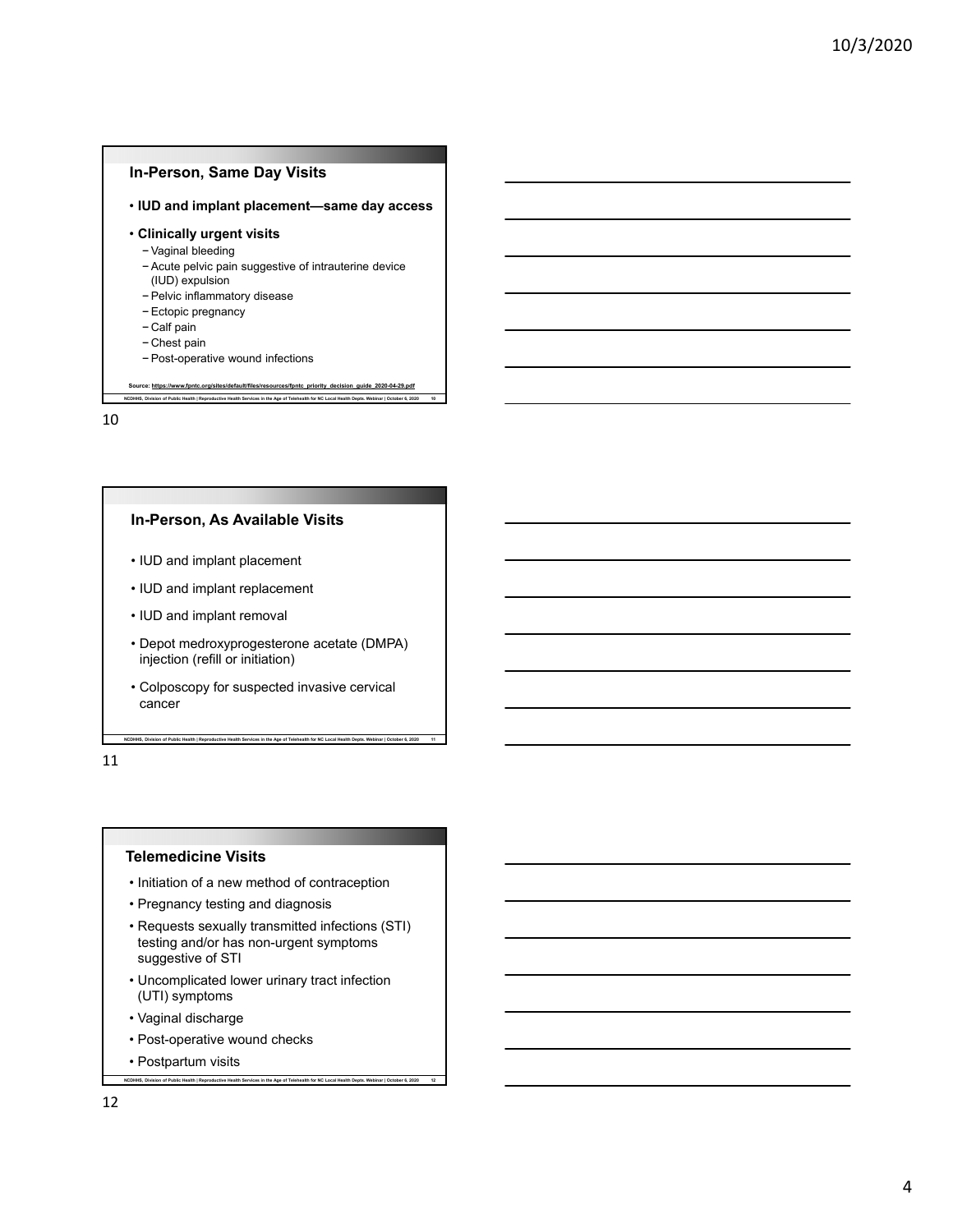## In-Person, Same Day Visits

- **IUD and implant placement—same day access**
- **Clinically urgent visits**
  - Vaginal bleeding
  - Acute pelvic pain suggestive of intrauterine device (IUD) expulsion
  - Pelvic inflammatory disease
  - Ectopic pregnancy
  - Calf pain
  - Chest pain
  - Post-operative wound infections

Source: https://www.fpntc.org/sites/default/files/resources/fpntc_priority_decision_guide_2020-04-29.pdf

## In-Person, As Available Visits

- IUD and implant placement
- IUD and implant replacement
- IUD and implant removal
- Depot medroxyprogesterone acetate (DMPA) injection (refill or initiation)
- Colposcopy for suspected invasive cervical cancer

## Telemedicine Visits

- Initiation of a new method of contraception
- Pregnancy testing and diagnosis
- Requests sexually transmitted infections (STI) testing and/or has non-urgent symptoms suggestive of STI
- Uncomplicated lower urinary tract infection (UTI) symptoms
- Vaginal discharge
- Post-operative wound checks
- Postpartum visits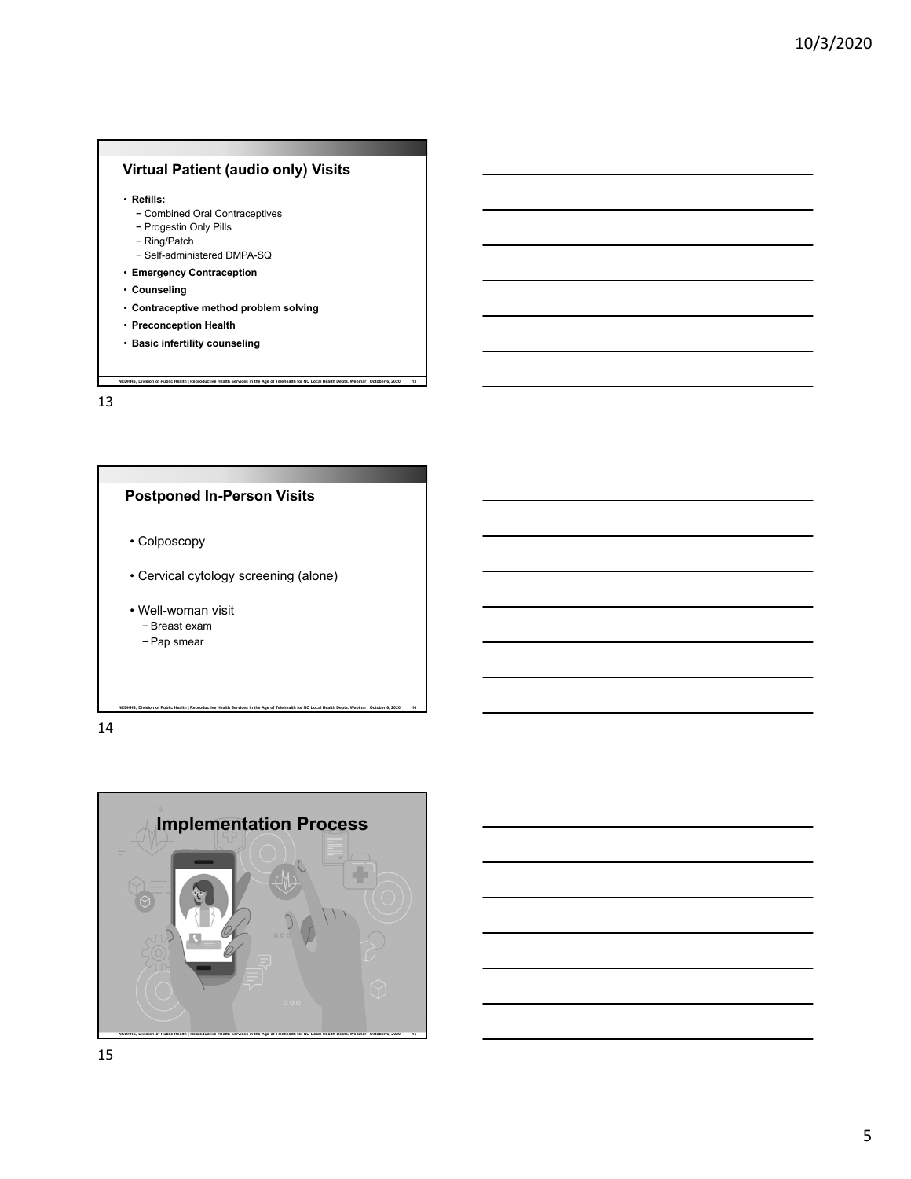## Virtual Patient (audio only) Visits

- **Refills:**
  - Combined Oral Contraceptives
  - Progestin Only Pills
  - Ring/Patch
  - Self-administered DMPA-SQ
- **Emergency Contraception**
- **Counseling**
- **Contraceptive method problem solving**
- **Preconception Health**
- **Basic infertility counseling**

## Postponed In-Person Visits

- Colposcopy
- Cervical cytology screening (alone)
- Well-woman visit
  - Breast exam
  - Pap smear

## Implementation Process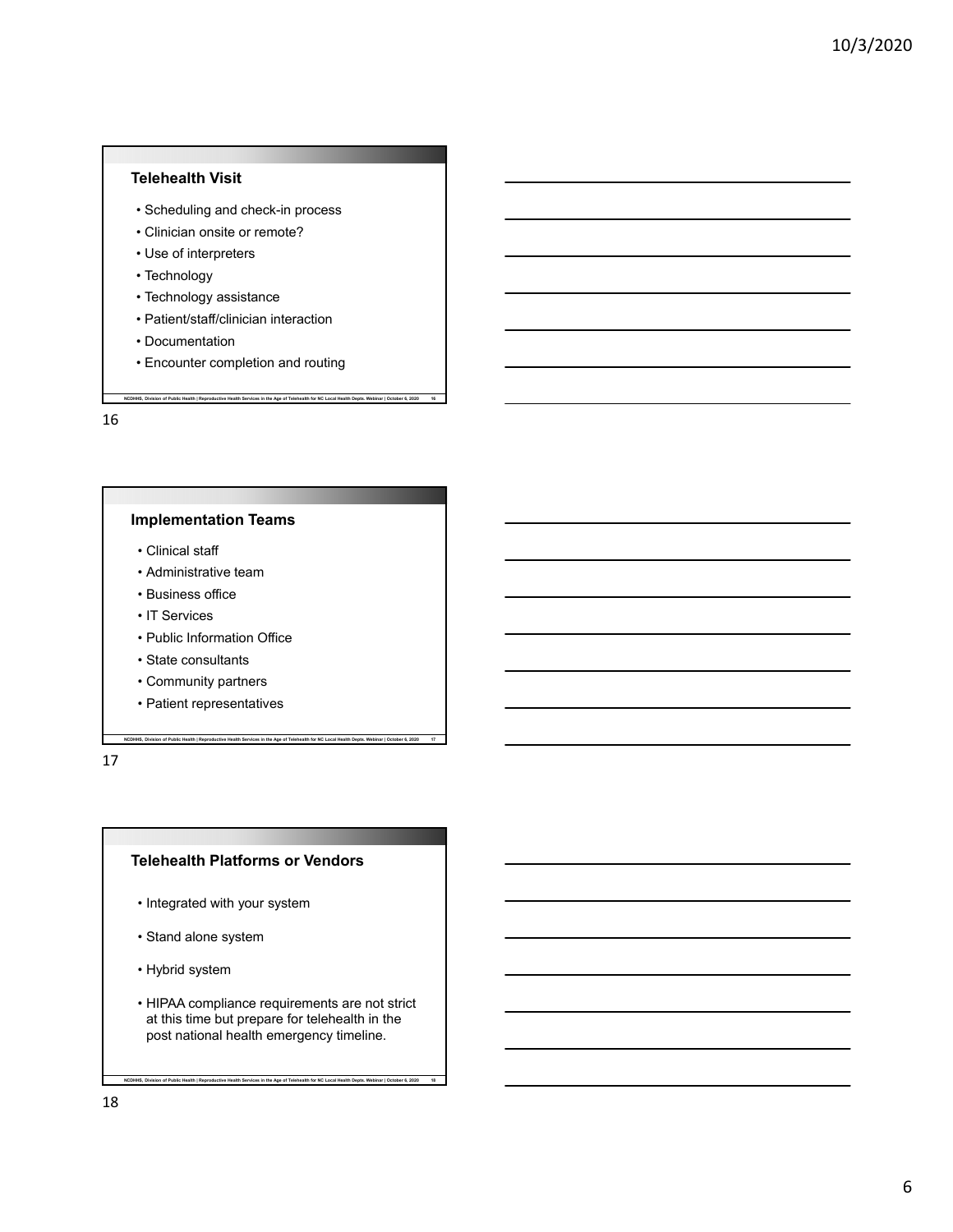## Telehealth Visit

- Scheduling and check-in process
- Clinician onsite or remote?
- Use of interpreters
- Technology
- Technology assistance
- Patient/staff/clinician interaction
- Documentation
- Encounter completion and routing

## Implementation Teams

- Clinical staff
- Administrative team
- Business office
- IT Services
- Public Information Office
- State consultants
- Community partners
- Patient representatives

## Telehealth Platforms or Vendors

- Integrated with your system
- Stand alone system
- Hybrid system
- HIPAA compliance requirements are not strict at this time but prepare for telehealth in the post national health emergency timeline.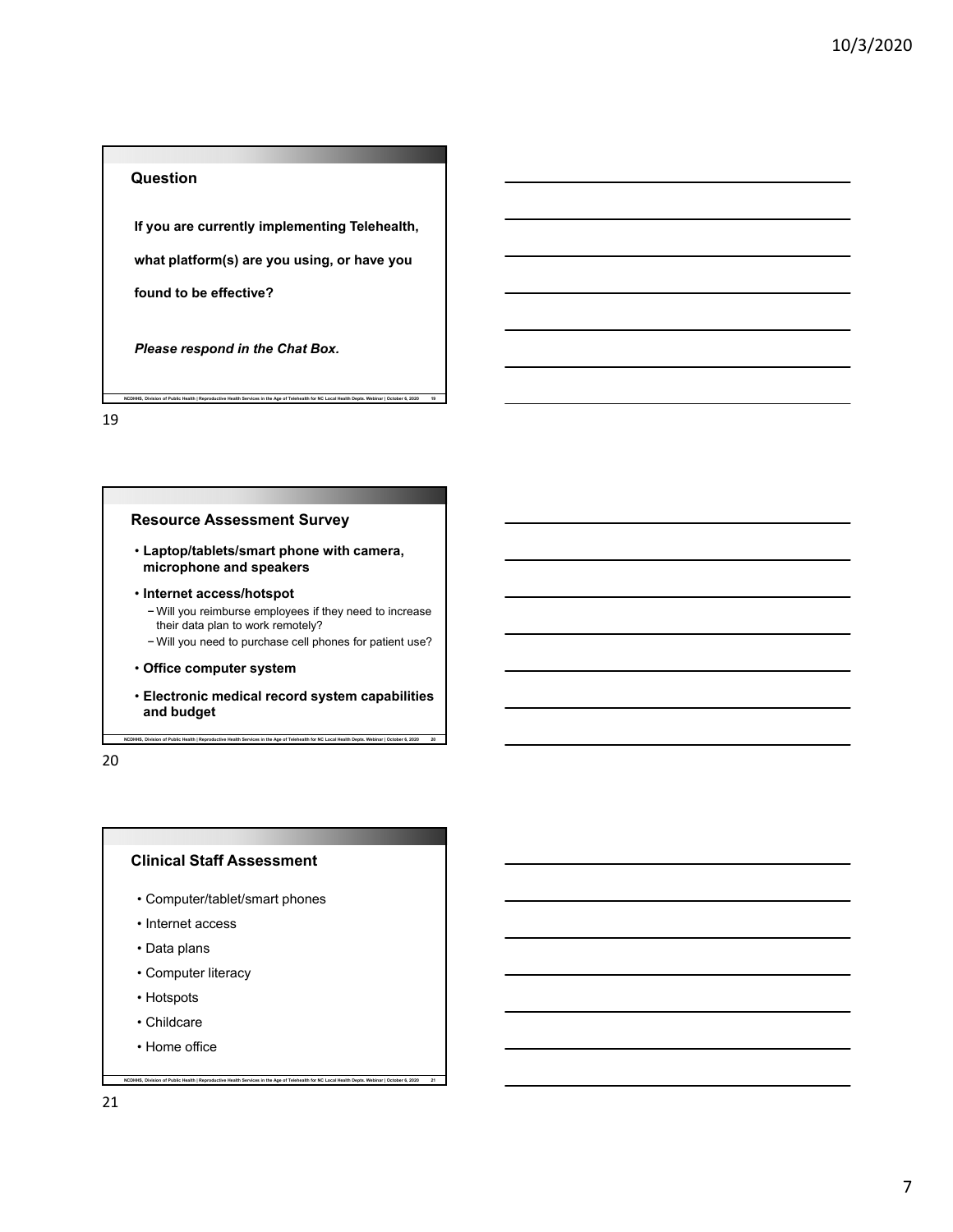## Question

**If you are currently implementing Telehealth, what platform(s) are you using, or have you found to be effective?**

***Please respond in the Chat Box.***

## Resource Assessment Survey

- **Laptop/tablets/smart phone with camera, microphone and speakers**
- **Internet access/hotspot**
  - Will you reimburse employees if they need to increase their data plan to work remotely?
  - Will you need to purchase cell phones for patient use?
- **Office computer system**
- **Electronic medical record system capabilities and budget**

## Clinical Staff Assessment

- Computer/tablet/smart phones
- Internet access
- Data plans
- Computer literacy
- Hotspots
- Childcare
- Home office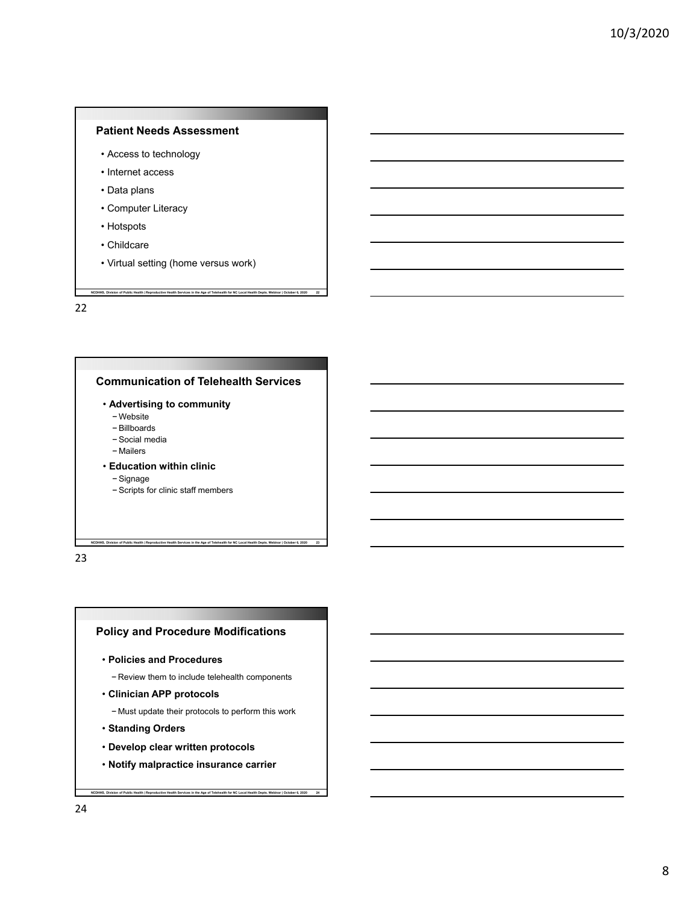## Patient Needs Assessment

- Access to technology
- Internet access
- Data plans
- Computer Literacy
- Hotspots
- Childcare
- Virtual setting (home versus work)

## Communication of Telehealth Services

- **Advertising to community**
  - Website
  - Billboards
  - Social media
  - Mailers
- **Education within clinic**
  - Signage
  - Scripts for clinic staff members

## Policy and Procedure Modifications

- **Policies and Procedures**
  - Review them to include telehealth components
- **Clinician APP protocols**
  - Must update their protocols to perform this work
- **Standing Orders**
- **Develop clear written protocols**
- **Notify malpractice insurance carrier**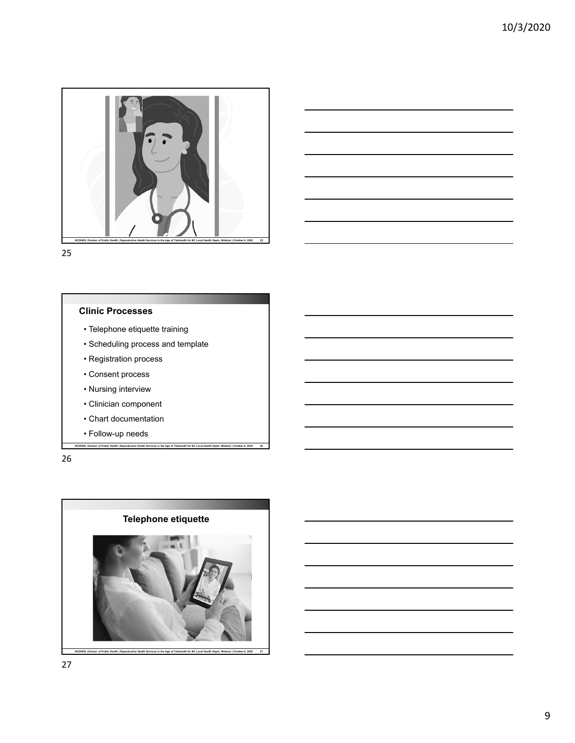## Clinic Processes

- Telephone etiquette training
- Scheduling process and template
- Registration process
- Consent process
- Nursing interview
- Clinician component
- Chart documentation
- Follow-up needs

## Telephone etiquette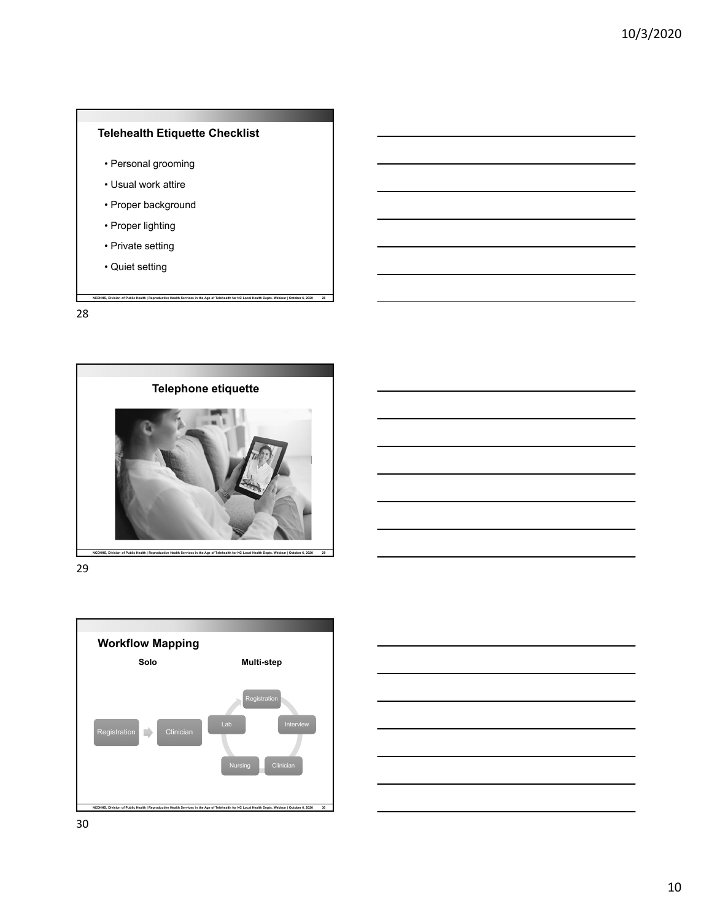## Telehealth Etiquette Checklist

- Personal grooming
- Usual work attire
- Proper background
- Proper lighting
- Private setting
- Quiet setting

## Telephone etiquette

## Workflow Mapping

**Solo**

Registration → Clinician

**Multi-step**

Registration → Interview → Clinician → Nursing → Lab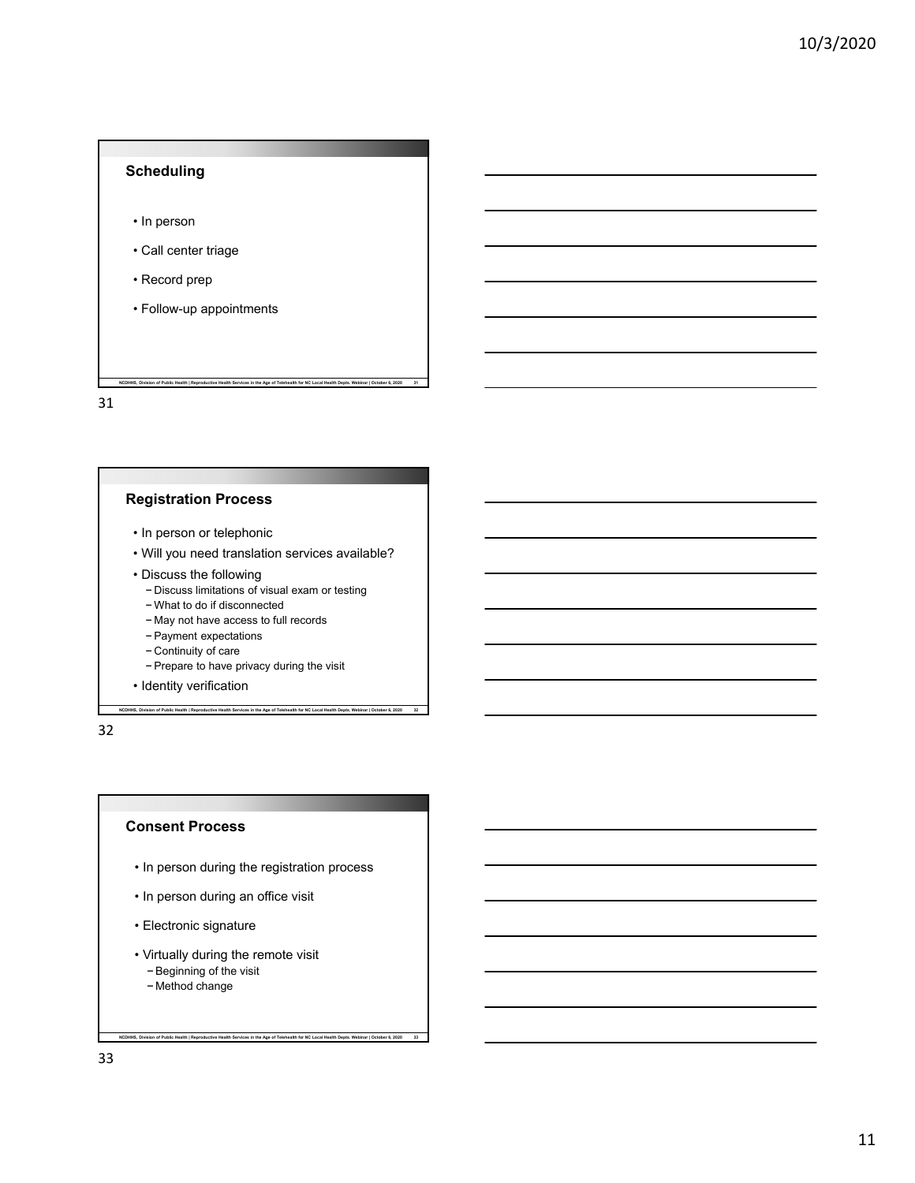## Scheduling

- In person
- Call center triage
- Record prep
- Follow-up appointments

## Registration Process

- In person or telephonic
- Will you need translation services available?
- Discuss the following
  - Discuss limitations of visual exam or testing
  - What to do if disconnected
  - May not have access to full records
  - Payment expectations
  - Continuity of care
  - Prepare to have privacy during the visit
- Identity verification

## Consent Process

- In person during the registration process
- In person during an office visit
- Electronic signature
- Virtually during the remote visit
  - Beginning of the visit
  - Method change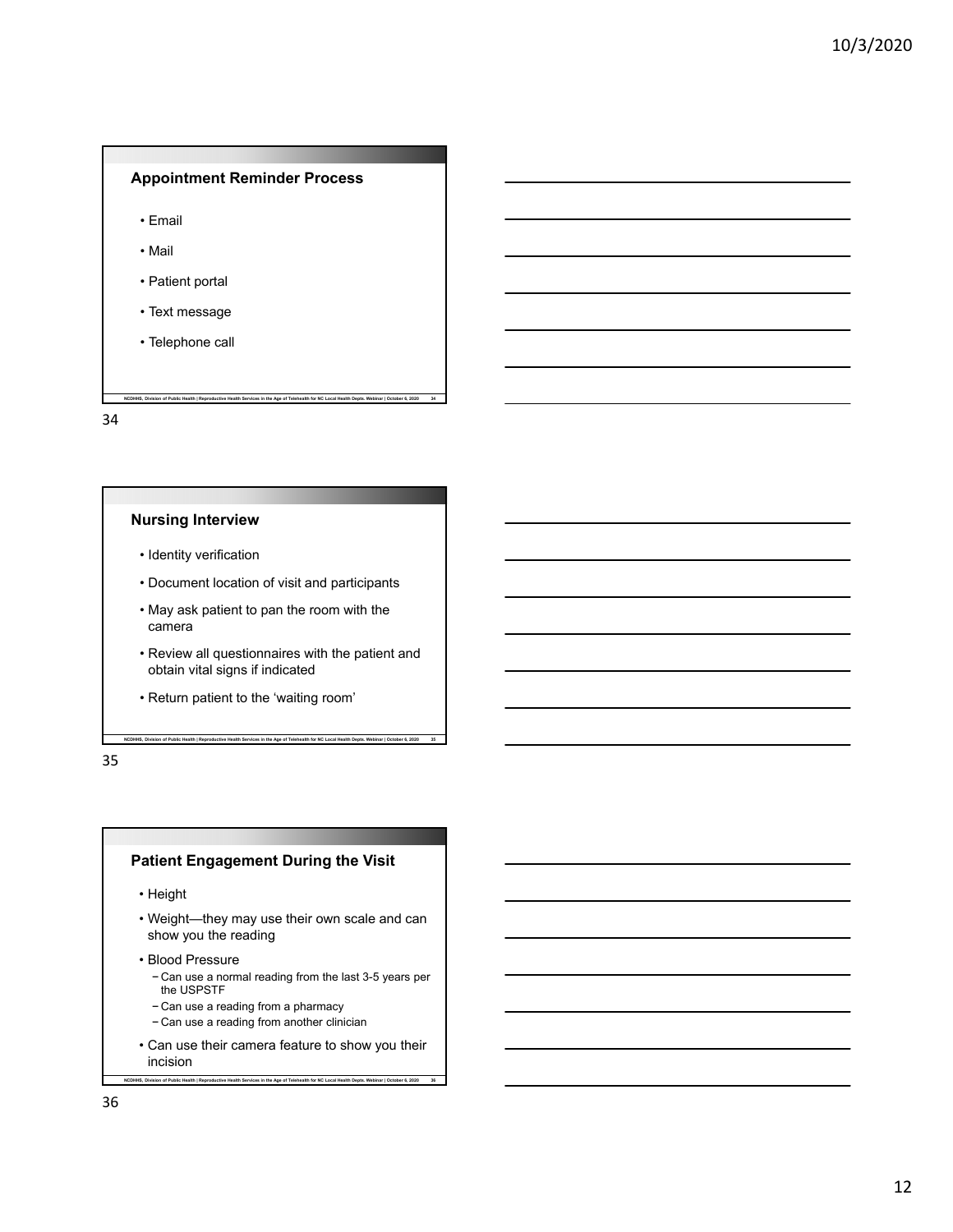## Appointment Reminder Process

- Email
- Mail
- Patient portal
- Text message
- Telephone call

## Nursing Interview

- Identity verification
- Document location of visit and participants
- May ask patient to pan the room with the camera
- Review all questionnaires with the patient and obtain vital signs if indicated
- Return patient to the 'waiting room'

## Patient Engagement During the Visit

- Height
- Weight—they may use their own scale and can show you the reading
- Blood Pressure
  - Can use a normal reading from the last 3-5 years per the USPSTF
  - Can use a reading from a pharmacy
  - Can use a reading from another clinician
- Can use their camera feature to show you their incision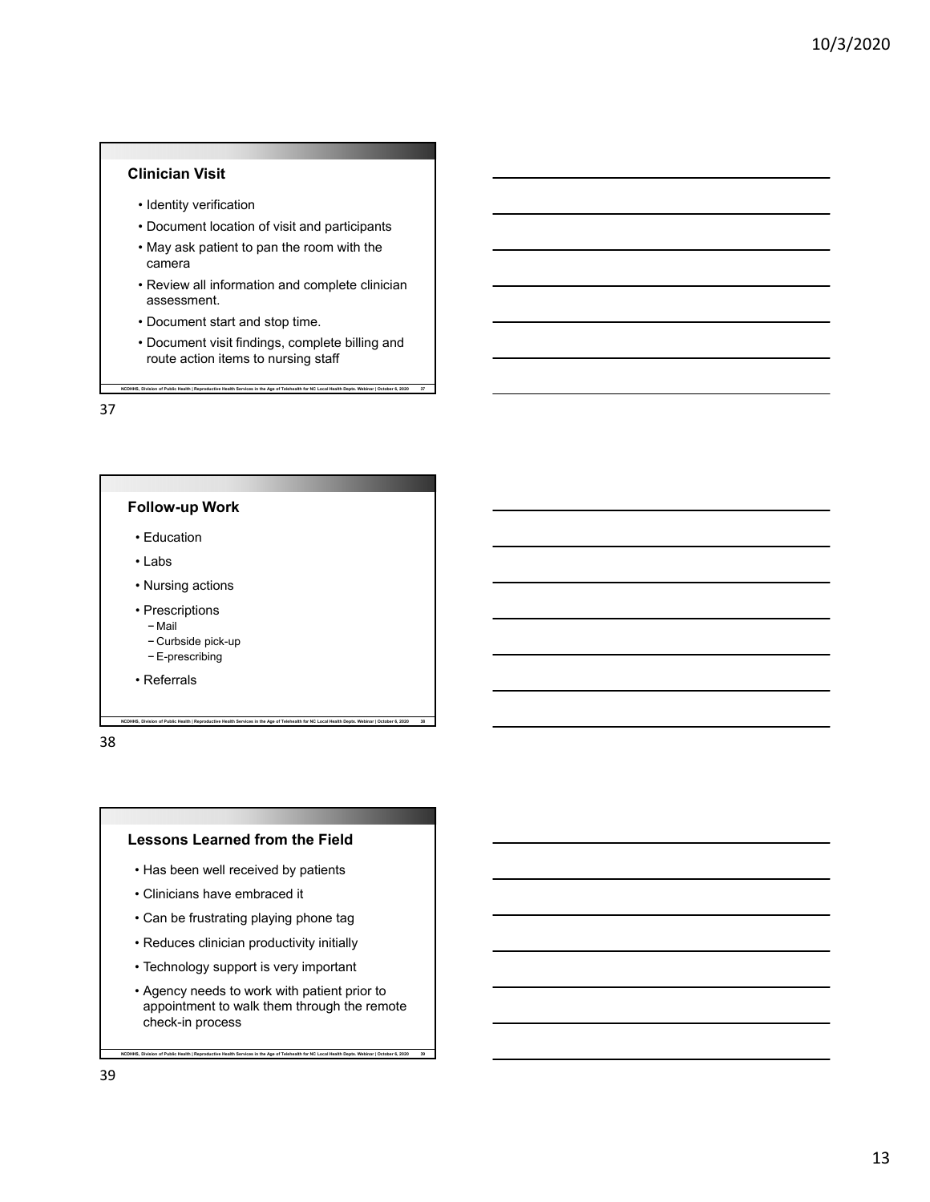## Clinician Visit

- Identity verification
- Document location of visit and participants
- May ask patient to pan the room with the camera
- Review all information and complete clinician assessment.
- Document start and stop time.
- Document visit findings, complete billing and route action items to nursing staff

## Follow-up Work

- Education
- Labs
- Nursing actions
- Prescriptions
  - Mail
  - Curbside pick-up
  - E-prescribing
- Referrals

## Lessons Learned from the Field

- Has been well received by patients
- Clinicians have embraced it
- Can be frustrating playing phone tag
- Reduces clinician productivity initially
- Technology support is very important
- Agency needs to work with patient prior to appointment to walk them through the remote check-in process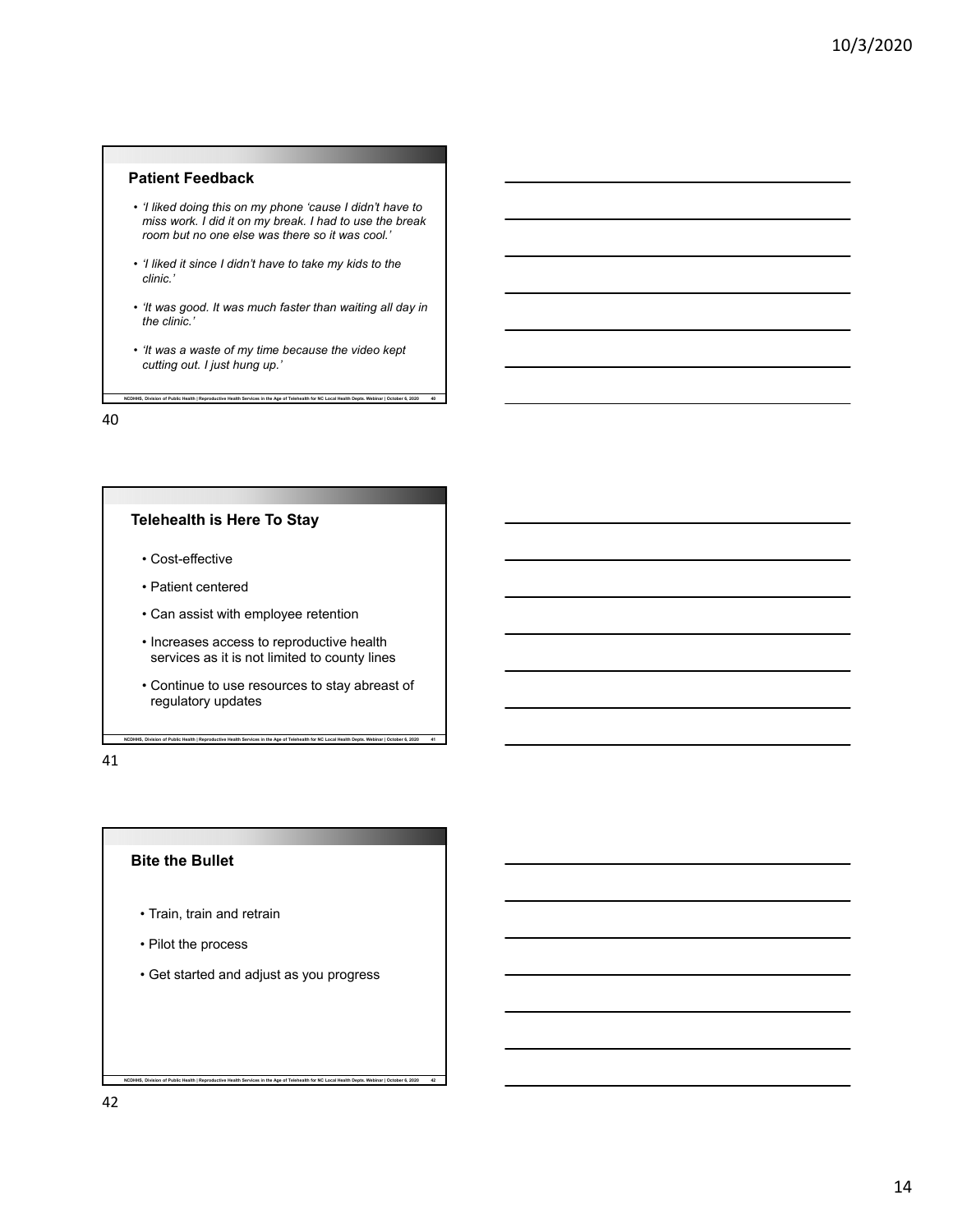## Patient Feedback

- *'I liked doing this on my phone 'cause I didn't have to miss work. I did it on my break. I had to use the break room but no one else was there so it was cool.'*
- *'I liked it since I didn't have to take my kids to the clinic.'*
- *'It was good. It was much faster than waiting all day in the clinic.'*
- *'It was a waste of my time because the video kept cutting out. I just hung up.'*

## Telehealth is Here To Stay

- Cost-effective
- Patient centered
- Can assist with employee retention
- Increases access to reproductive health services as it is not limited to county lines
- Continue to use resources to stay abreast of regulatory updates

## Bite the Bullet

- Train, train and retrain
- Pilot the process
- Get started and adjust as you progress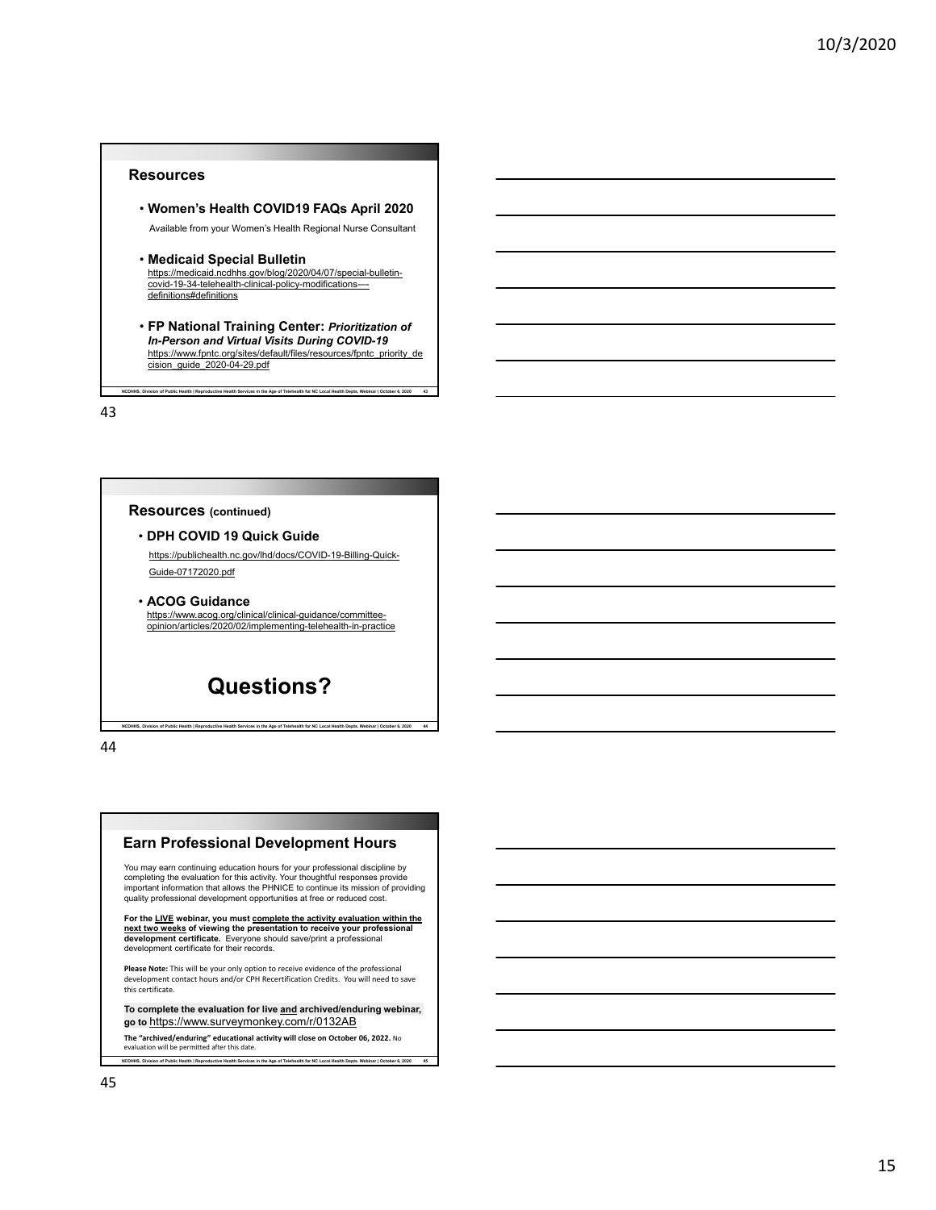## Resources

- **Women's Health COVID19 FAQs April 2020**
  Available from your Women's Health Regional Nurse Consultant
- **Medicaid Special Bulletin**
  https://medicaid.ncdhhs.gov/blog/2020/04/07/special-bulletin-covid-19-34-telehealth-clinical-policy-modifications—-definitions#definitions
- **FP National Training Center:** ***Prioritization of In-Person and Virtual Visits During COVID-19***
  https://www.fpntc.org/sites/default/files/resources/fpntc_priority_decision_guide_2020-04-29.pdf

## Resources (continued)

- **DPH COVID 19 Quick Guide**
  https://publichealth.nc.gov/lhd/docs/COVID-19-Billing-Quick-Guide-07172020.pdf
- **ACOG Guidance**
  https://www.acog.org/clinical/clinical-guidance/committee-opinion/articles/2020/02/implementing-telehealth-in-practice

# Questions?

## Earn Professional Development Hours

You may earn continuing education hours for your professional discipline by completing the evaluation for this activity. Your thoughtful responses provide important information that allows the PHNICE to continue its mission of providing quality professional development opportunities at free or reduced cost.

**For the LIVE webinar, you must complete the activity evaluation within the next two weeks of viewing the presentation to receive your professional development certificate.** Everyone should save/print a professional development certificate for their records.

**Please Note:** This will be your only option to receive evidence of the professional development contact hours and/or CPH Recertification Credits. You will need to save this certificate.

**To complete the evaluation for live and archived/enduring webinar, go to** https://www.surveymonkey.com/r/0132AB

**The "archived/enduring" educational activity will close on October 06, 2022.** No evaluation will be permitted after this date.